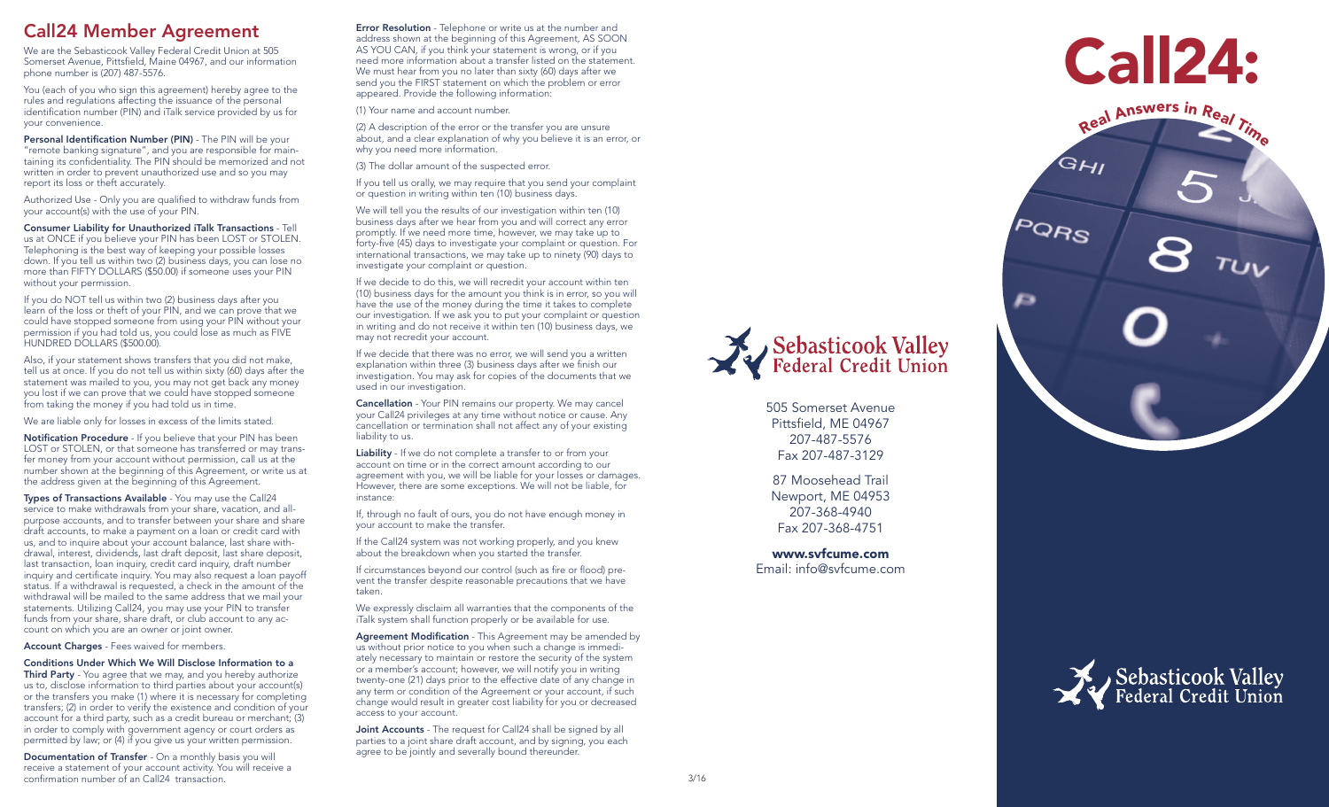# Call24 Member Agreement

We are the Sebasticook Valley Federal Credit Union at 505 Somerset Avenue, Pittsfield, Maine 04967, and our information phone number is (207) 487-5576.

You (each of you who sign this agreement) hereby agree to the rules and regulations affecting the issuance of the personal identification number (PIN) and iTalk service provided by us for your convenience.

**Personal Identification Number (PIN)** - The PIN will be your "remote banking signature", and you are responsible for maintaining its confidentiality. The PIN should be memorized and not written in order to prevent unauthorized use and so you may report its loss or theft accurately.

Authorized Use - Only you are qualified to withdraw funds from your account(s) with the use of your PIN.

**Consumer Liability for Unauthorized iTalk Transactions** - Tell us at ONCE if you believe your PIN has been LOST or STOLEN. Telephoning is the best way of keeping your possible losses down. If you tell us within two (2) business days, you can lose no more than FIFTY DOLLARS ($50.00) if someone uses your PIN without your permission.

If you do NOT tell us within two (2) business days after you learn of the loss or theft of your PIN, and we can prove that we could have stopped someone from using your PIN without your permission if you had told us, you could lose as much as FIVE HUNDRED DOLLARS ($500.00).

Also, if your statement shows transfers that you did not make, tell us at once. If you do not tell us within sixty (60) days after the statement was mailed to you, you may not get back any money you lost if we can prove that we could have stopped someone from taking the money if you had told us in time.

We are liable only for losses in excess of the limits stated.

**Notification Procedure** - If you believe that your PIN has been LOST or STOLEN, or that someone has transferred or may transfer money from your account without permission, call us at the number shown at the beginning of this Agreement, or write us at the address given at the beginning of this Agreement.

**Types of Transactions Available** - You may use the Call24 service to make withdrawals from your share, vacation, and all-purpose accounts, and to transfer between your share and share draft accounts, to make a payment on a loan or credit card with us, and to inquire about your account balance, last share withdrawal, interest, dividends, last draft deposit, last share deposit, last transaction, loan inquiry, credit card inquiry, draft number inquiry and certificate inquiry. You may also request a loan payoff status. If a withdrawal is requested, a check in the amount of the withdrawal will be mailed to the same address that we mail your statements. Utilizing Call24, you may use your PIN to transfer funds from your share, share draft, or club account to any account on which you are an owner or joint owner.

**Account Charges** - Fees waived for members.

**Conditions Under Which We Will Disclose Information to a Third Party** - You agree that we may, and you hereby authorize us to, disclose information to third parties about your account(s) or the transfers you make (1) where it is necessary for completing transfers; (2) in order to verify the existence and condition of your account for a third party, such as a credit bureau or merchant; (3) in order to comply with government agency or court orders as permitted by law; or (4) if you give us your written permission.

**Documentation of Transfer** - On a monthly basis you will receive a statement of your account activity. You will receive a confirmation number of an Call24 transaction.

**Error Resolution** - Telephone or write us at the number and address shown at the beginning of this Agreement, AS SOON AS YOU CAN, if you think your statement is wrong, or if you need more information about a transfer listed on the statement. We must hear from you no later than sixty (60) days after we send you the FIRST statement on which the problem or error appeared. Provide the following information:

(1) Your name and account number.

(2) A description of the error or the transfer you are unsure about, and a clear explanation of why you believe it is an error, or why you need more information.

(3) The dollar amount of the suspected error.

If you tell us orally, we may require that you send your complaint or question in writing within ten (10) business days.

We will tell you the results of our investigation within ten (10) business days after we hear from you and will correct any error promptly. If we need more time, however, we may take up to forty-five (45) days to investigate your complaint or question. For international transactions, we may take up to ninety (90) days to investigate your complaint or question.

If we decide to do this, we will recredit your account within ten (10) business days for the amount you think is in error, so you will have the use of the money during the time it takes to complete our investigation. If we ask you to put your complaint or question in writing and do not receive it within ten (10) business days, we may not recredit your account.

If we decide that there was no error, we will send you a written explanation within three (3) business days after we finish our investigation. You may ask for copies of the documents that we used in our investigation.

**Cancellation** - Your PIN remains our property. We may cancel your Call24 privileges at any time without notice or cause. Any cancellation or termination shall not affect any of your existing liability to us.

**Liability** - If we do not complete a transfer to or from your account on time or in the correct amount according to our agreement with you, we will be liable for your losses or damages. However, there are some exceptions. We will not be liable, for instance:

If, through no fault of ours, you do not have enough money in your account to make the transfer.

If the Call24 system was not working properly, and you knew about the breakdown when you started the transfer.

If circumstances beyond our control (such as fire or flood) prevent the transfer despite reasonable precautions that we have taken.

We expressly disclaim all warranties that the components of the iTalk system shall function properly or be available for use.

**Agreement Modification** - This Agreement may be amended by us without prior notice to you when such a change is immediately necessary to maintain or restore the security of the system or a member's account; however, we will notify you in writing twenty-one (21) days prior to the effective date of any change in any term or condition of the Agreement or your account, if such change would result in greater cost liability for you or decreased access to your account.

**Joint Accounts** - The request for Call24 shall be signed by all parties to a joint share draft account, and by signing, you each agree to be jointly and severally bound thereunder.

3/16

Sebasticook Valley Federal Credit Union

505 Somerset Avenue
Pittsfield, ME 04967
207-487-5576
Fax 207-487-3129

87 Moosehead Trail
Newport, ME 04953
207-368-4940
Fax 207-368-4751

**www.svfcume.com**
Email: info@svfcume.com

# Call24:

Real Answers in Real Time

Sebasticook Valley Federal Credit Union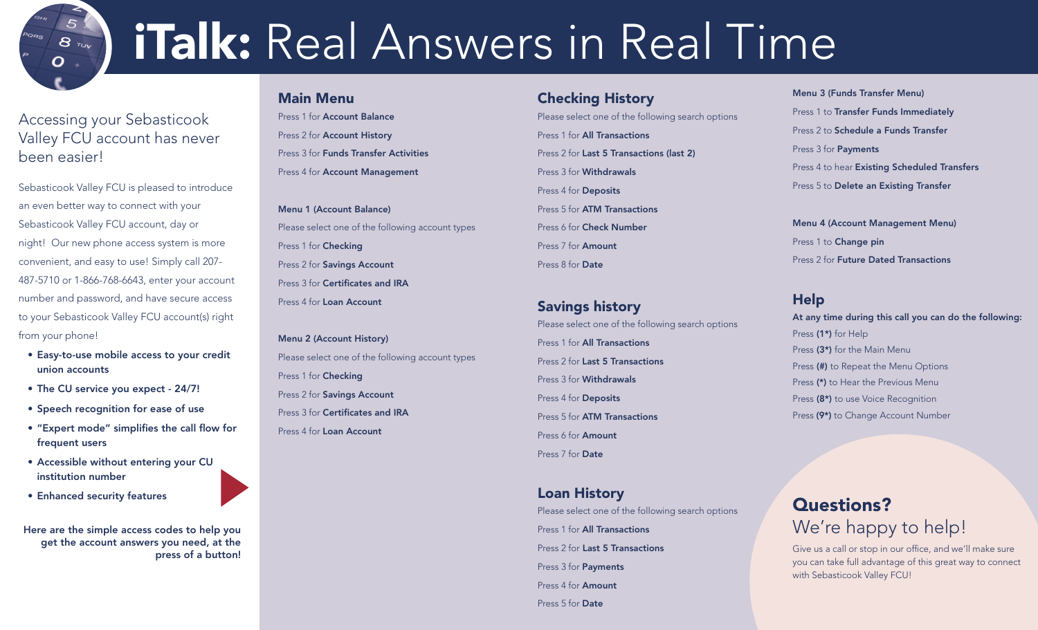# iTalk: Real Answers in Real Time

Accessing your Sebasticook Valley FCU account has never been easier!

Sebasticook Valley FCU is pleased to introduce an even better way to connect with your Sebasticook Valley FCU account, day or night! Our new phone access system is more convenient, and easy to use! Simply call 207-487-5710 or 1-866-768-6643, enter your account number and password, and have secure access to your Sebasticook Valley FCU account(s) right from your phone!

- **Easy-to-use mobile access to your credit union accounts**
- **The CU service you expect - 24/7!**
- **Speech recognition for ease of use**
- **"Expert mode" simplifies the call flow for frequent users**
- **Accessible without entering your CU institution number**
- **Enhanced security features**

**Here are the simple access codes to help you get the account answers you need, at the press of a button!**

## Main Menu

Press 1 for **Account Balance**
Press 2 for **Account History**
Press 3 for **Funds Transfer Activities**
Press 4 for **Account Management**

### Menu 1 (Account Balance)

Please select one of the following account types
Press 1 for **Checking**
Press 2 for **Savings Account**
Press 3 for **Certificates and IRA**
Press 4 for **Loan Account**

### Menu 2 (Account History)

Please select one of the following account types
Press 1 for **Checking**
Press 2 for **Savings Account**
Press 3 for **Certificates and IRA**
Press 4 for **Loan Account**

## Checking History

Please select one of the following search options
Press 1 for **All Transactions**
Press 2 for **Last 5 Transactions (last 2)**
Press 3 for **Withdrawals**
Press 4 for **Deposits**
Press 5 for **ATM Transactions**
Press 6 for **Check Number**
Press 7 for **Amount**
Press 8 for **Date**

## Savings history

Please select one of the following search options
Press 1 for **All Transactions**
Press 2 for **Last 5 Transactions**
Press 3 for **Withdrawals**
Press 4 for **Deposits**
Press 5 for **ATM Transactions**
Press 6 for **Amount**
Press 7 for **Date**

## Loan History

Please select one of the following search options
Press 1 for **All Transactions**
Press 2 for **Last 5 Transactions**
Press 3 for **Payments**
Press 4 for **Amount**
Press 5 for **Date**

### Menu 3 (Funds Transfer Menu)

Press 1 to **Transfer Funds Immediately**
Press 2 to **Schedule a Funds Transfer**
Press 3 for **Payments**
Press 4 to hear **Existing Scheduled Transfers**
Press 5 to **Delete an Existing Transfer**

### Menu 4 (Account Management Menu)

Press 1 to **Change pin**
Press 2 for **Future Dated Transactions**

## Help

**At any time during this call you can do the following:**
Press **(1*)** for Help
Press **(3*)** for the Main Menu
Press **(#)** to Repeat the Menu Options
Press **(*)** to Hear the Previous Menu
Press **(8*)** to use Voice Recognition
Press **(9*)** to Change Account Number

## Questions?

We're happy to help!

Give us a call or stop in our office, and we'll make sure you can take full advantage of this great way to connect with Sebasticook Valley FCU!